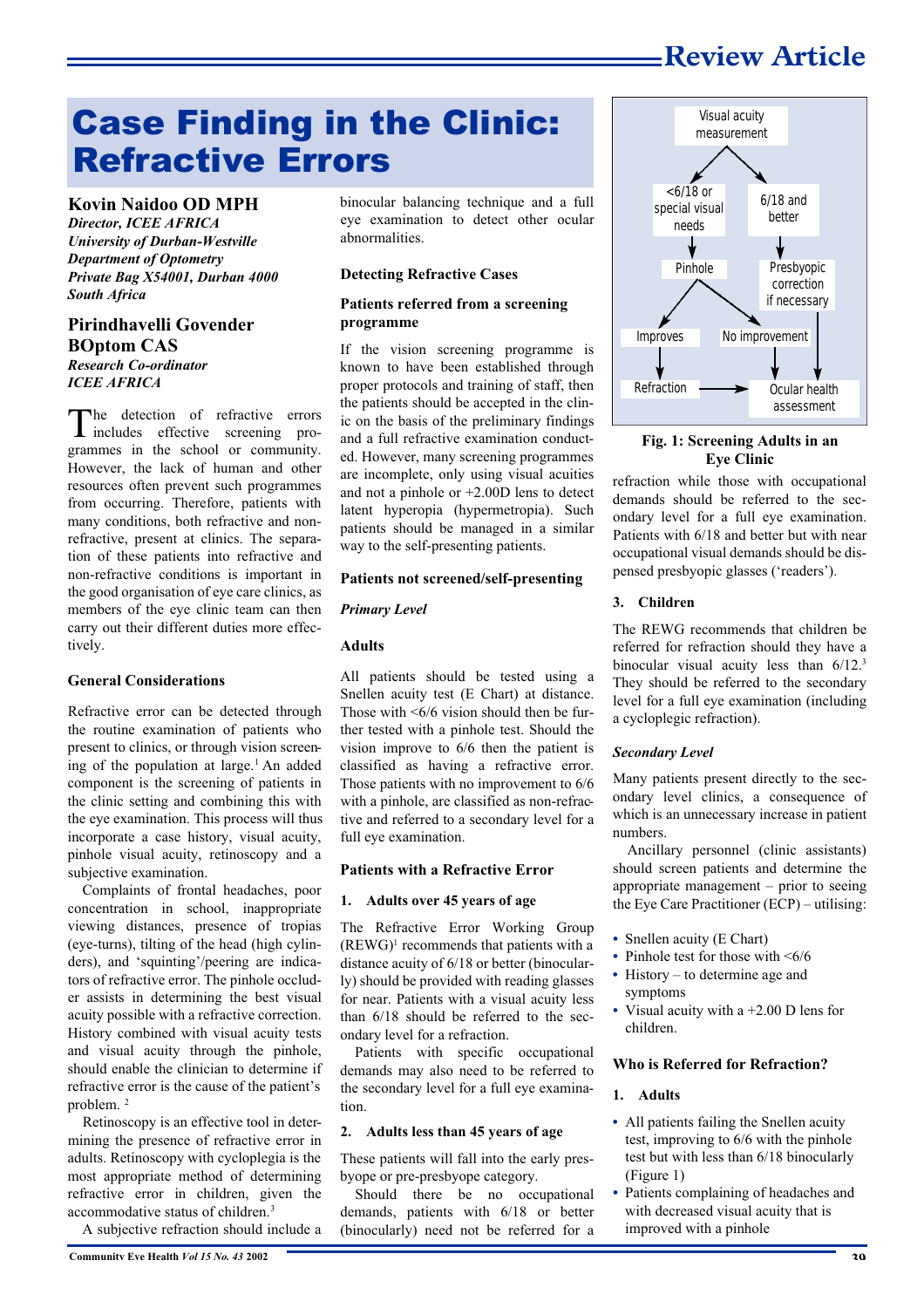# Case Finding in the Clinic: Refractive Errors

**Kovin Naidoo OD MPH**
*Director, ICEE AFRICA*
*University of Durban-Westville*
*Department of Optometry*
*Private Bag X54001, Durban 4000*
*South Africa*

**Pirindhavelli Govender**
**BOptom CAS**
*Research Co-ordinator*
*ICEE AFRICA*

The detection of refractive errors includes effective screening programmes in the school or community. However, the lack of human and other resources often prevent such programmes from occurring. Therefore, patients with many conditions, both refractive and non-refractive, present at clinics. The separation of these patients into refractive and non-refractive conditions is important in the good organisation of eye care clinics, as members of the eye clinic team can then carry out their different duties more effectively.

### General Considerations

Refractive error can be detected through the routine examination of patients who present to clinics, or through vision screening of the population at large.[1] An added component is the screening of patients in the clinic setting and combining this with the eye examination. This process will thus incorporate a case history, visual acuity, pinhole visual acuity, retinoscopy and a subjective examination.

Complaints of frontal headaches, poor concentration in school, inappropriate viewing distances, presence of tropias (eye-turns), tilting of the head (high cylinders), and 'squinting'/peering are indicators of refractive error. The pinhole occluder assists in determining the best visual acuity possible with a refractive correction. History combined with visual acuity tests and visual acuity through the pinhole, should enable the clinician to determine if refractive error is the cause of the patient's problem. [2]

Retinoscopy is an effective tool in determining the presence of refractive error in adults. Retinoscopy with cycloplegia is the most appropriate method of determining refractive error in children, given the accommodative status of children.[3]

A subjective refraction should include a binocular balancing technique and a full eye examination to detect other ocular abnormalities.

### Detecting Refractive Cases

#### Patients referred from a screening programme

If the vision screening programme is known to have been established through proper protocols and training of staff, then the patients should be accepted in the clinic on the basis of the preliminary findings and a full refractive examination conducted. However, many screening programmes are incomplete, only using visual acuities and not a pinhole or +2.00D lens to detect latent hyperopia (hypermetropia). Such patients should be managed in a similar way to the self-presenting patients.

#### Patients not screened/self-presenting

*Primary Level*

**Adults**

All patients should be tested using a Snellen acuity test (E Chart) at distance. Those with <6/6 vision should then be further tested with a pinhole test. Should the vision improve to 6/6 then the patient is classified as having a refractive error. Those patients with no improvement to 6/6 with a pinhole, are classified as non-refractive and referred to a secondary level for a full eye examination.

#### Patients with a Refractive Error

**1. Adults over 45 years of age**

The Refractive Error Working Group (REWG)[1] recommends that patients with a distance acuity of 6/18 or better (binocularly) should be provided with reading glasses for near. Patients with a visual acuity less than 6/18 should be referred to the secondary level for a refraction.

Patients with specific occupational demands may also need to be referred to the secondary level for a full eye examination.

**2. Adults less than 45 years of age**

These patients will fall into the early presbyope or pre-presbyope category.

Should there be no occupational demands, patients with 6/18 or better (binocularly) need not be referred for a refraction while those with occupational demands should be referred to the secondary level for a full eye examination. Patients with 6/18 and better but with near occupational visual demands should be dispensed presbyopic glasses ('readers').

Visual acuity measurement → <6/18 or special visual needs → Pinhole → Improves → Refraction → Ocular health assessment; Pinhole → No improvement → Ocular health assessment
Visual acuity measurement → 6/18 and better → Presbyopic correction if necessary → Ocular health assessment

**Fig. 1: Screening Adults in an Eye Clinic**

**3. Children**

The REWG recommends that children be referred for refraction should they have a binocular visual acuity less than 6/12.[3] They should be referred to the secondary level for a full eye examination (including a cycloplegic refraction).

*Secondary Level*

Many patients present directly to the secondary level clinics, a consequence of which is an unnecessary increase in patient numbers.

Ancillary personnel (clinic assistants) should screen patients and determine the appropriate management – prior to seeing the Eye Care Practitioner (ECP) – utilising:

- Snellen acuity (E Chart)
- Pinhole test for those with <6/6
- History – to determine age and symptoms
- Visual acuity with a +2.00 D lens for children.

### Who is Referred for Refraction?

**1. Adults**

- All patients failing the Snellen acuity test, improving to 6/6 with the pinhole test but with less than 6/18 binocularly (Figure 1)
- Patients complaining of headaches and with decreased visual acuity that is improved with a pinhole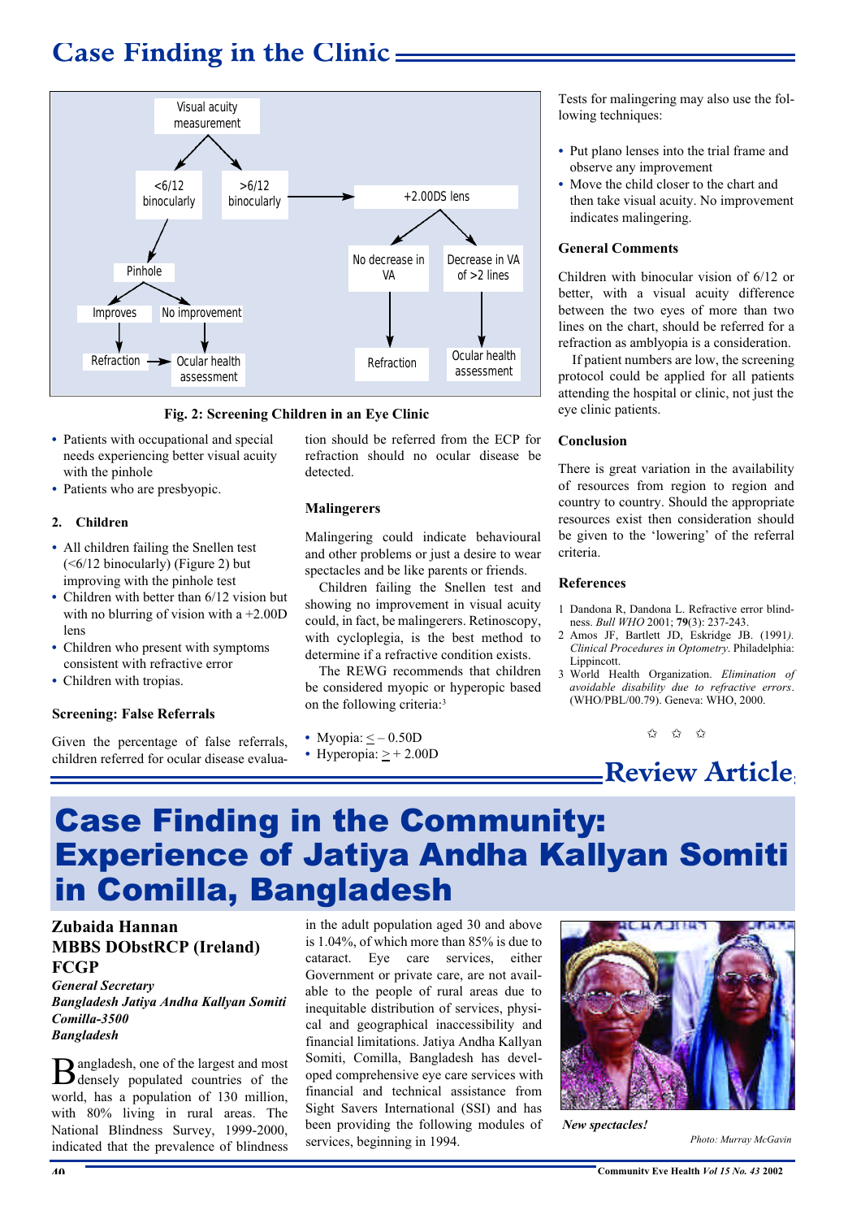# Case Finding in the Clinic

Visual acuity measurement

<6/12 binocularly

>6/12 binocularly

+2.00DS lens

Pinhole

Improves

No improvement

Refraction

Ocular health assessment

No decrease in VA

Decrease in VA of >2 lines

Refraction

Ocular health assessment

**Fig. 2: Screening Children in an Eye Clinic**

- Patients with occupational and special needs experiencing better visual acuity with the pinhole
- Patients who are presbyopic.

### 2. Children

- All children failing the Snellen test (<6/12 binocularly) (Figure 2) but improving with the pinhole test
- Children with better than 6/12 vision but with no blurring of vision with a +2.00D lens
- Children who present with symptoms consistent with refractive error
- Children with tropias.

### Screening: False Referrals

Given the percentage of false referrals, children referred for ocular disease evaluation should be referred from the ECP for refraction should no ocular disease be detected.

### Malingerers

Malingering could indicate behavioural and other problems or just a desire to wear spectacles and be like parents or friends.

Children failing the Snellen test and showing no improvement in visual acuity could, in fact, be malingerers. Retinoscopy, with cycloplegia, is the best method to determine if a refractive condition exists.

The REWG recommends that children be considered myopic or hyperopic based on the following criteria:[3]

- Myopia: $\leq -0.50$D
- Hyperopia: $\geq +2.00$D

Tests for malingering may also use the following techniques:

- Put plano lenses into the trial frame and observe any improvement
- Move the child closer to the chart and then take visual acuity. No improvement indicates malingering.

### General Comments

Children with binocular vision of 6/12 or better, with a visual acuity difference between the two eyes of more than two lines on the chart, should be referred for a refraction as amblyopia is a consideration.

If patient numbers are low, the screening protocol could be applied for all patients attending the hospital or clinic, not just the eye clinic patients.

### Conclusion

There is great variation in the availability of resources from region to region and country to country. Should the appropriate resources exist then consideration should be given to the 'lowering' of the referral criteria.

### References

1. Dandona R, Dandona L. Refractive error blindness. *Bull WHO* 2001; **79**(3): 237-243.
2. Amos JF, Bartlett JD, Eskridge JB. (1991). *Clinical Procedures in Optometry*. Philadelphia: Lippincott.
3. World Health Organization. *Elimination of avoidable disability due to refractive errors*. (WHO/PBL/00.79). Geneva: WHO, 2000.

☆ ☆ ☆

**Review Article**

# Case Finding in the Community: Experience of Jatiya Andha Kallyan Somiti in Comilla, Bangladesh

**Zubaida Hannan**
**MBBS DObstRCP (Ireland) FCGP**
***General Secretary***
***Bangladesh Jatiya Andha Kallyan Somiti***
***Comilla-3500***
***Bangladesh***

Bangladesh, one of the largest and most densely populated countries of the world, has a population of 130 million, with 80% living in rural areas. The National Blindness Survey, 1999-2000, indicated that the prevalence of blindness in the adult population aged 30 and above is 1.04%, of which more than 85% is due to cataract. Eye care services, either Government or private care, are not available to the people of rural areas due to inequitable distribution of services, physical and geographical inaccessibility and financial limitations. Jatiya Andha Kallyan Somiti, Comilla, Bangladesh has developed comprehensive eye care services with financial and technical assistance from Sight Savers International (SSI) and has been providing the following modules of services, beginning in 1994.

***New spectacles!***

*Photo: Murray McGavin*